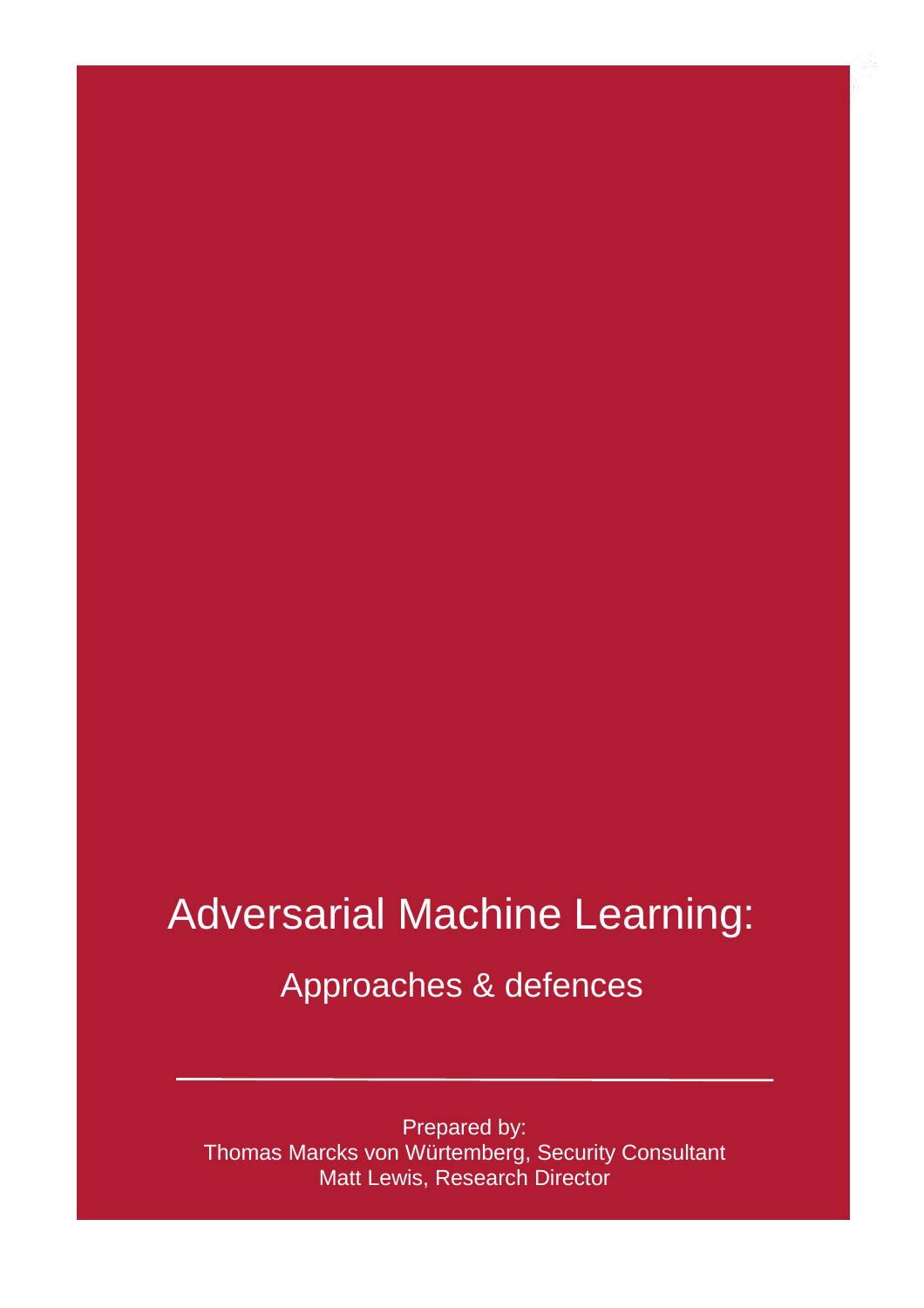# Adversarial Machine Learning:

## Approaches & defences

Prepared by:
Thomas Marcks von Würtemberg, Security Consultant
Matt Lewis, Research Director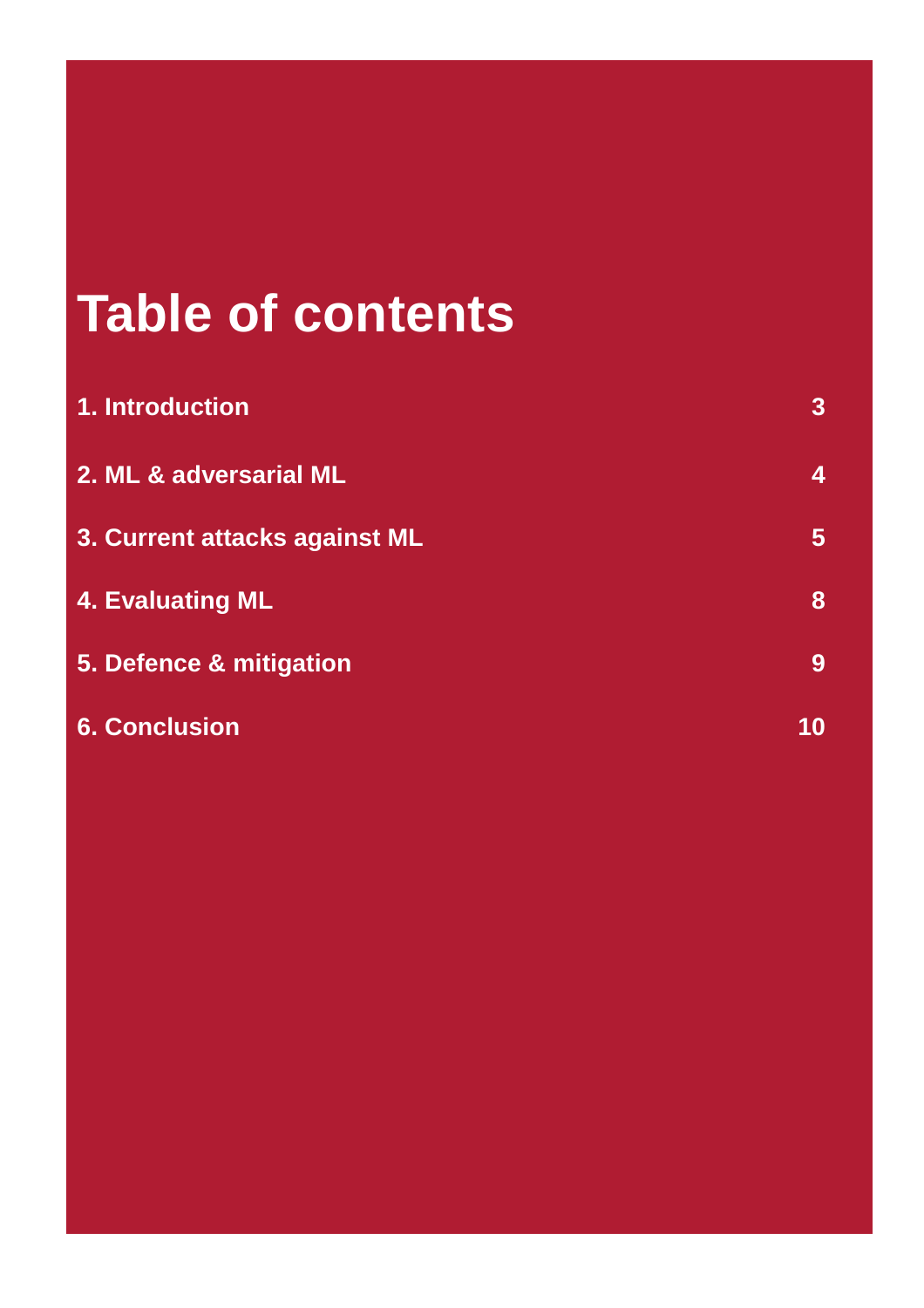# Table of contents

| | |
|---|---|
| **1. Introduction** | **3** |
| **2. ML & adversarial ML** | **4** |
| **3. Current attacks against ML** | **5** |
| **4. Evaluating ML** | **8** |
| **5. Defence & mitigation** | **9** |
| **6. Conclusion** | **10** |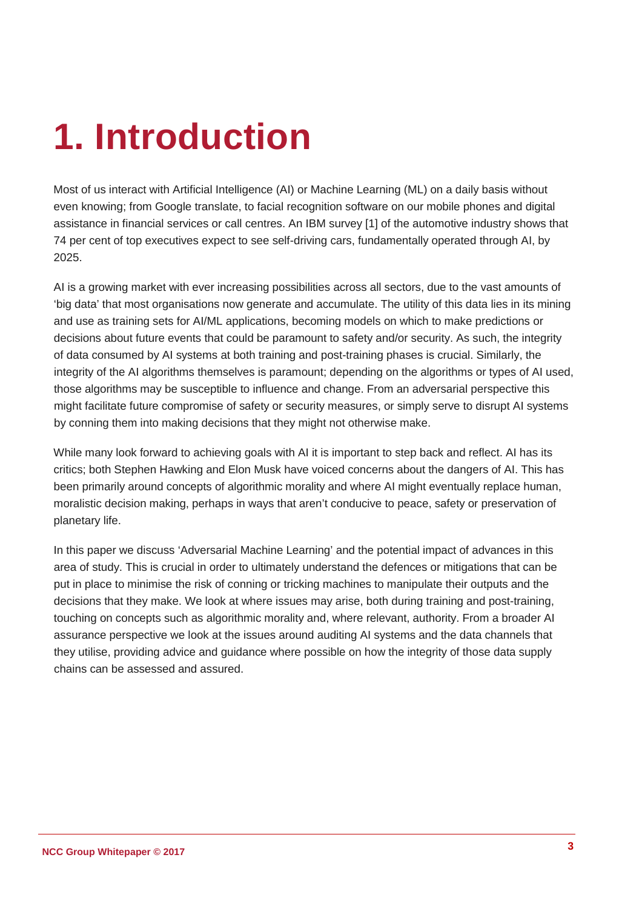# 1. Introduction

Most of us interact with Artificial Intelligence (AI) or Machine Learning (ML) on a daily basis without even knowing; from Google translate, to facial recognition software on our mobile phones and digital assistance in financial services or call centres. An IBM survey [1] of the automotive industry shows that 74 per cent of top executives expect to see self-driving cars, fundamentally operated through AI, by 2025.

AI is a growing market with ever increasing possibilities across all sectors, due to the vast amounts of 'big data' that most organisations now generate and accumulate. The utility of this data lies in its mining and use as training sets for AI/ML applications, becoming models on which to make predictions or decisions about future events that could be paramount to safety and/or security. As such, the integrity of data consumed by AI systems at both training and post-training phases is crucial. Similarly, the integrity of the AI algorithms themselves is paramount; depending on the algorithms or types of AI used, those algorithms may be susceptible to influence and change. From an adversarial perspective this might facilitate future compromise of safety or security measures, or simply serve to disrupt AI systems by conning them into making decisions that they might not otherwise make.

While many look forward to achieving goals with AI it is important to step back and reflect. AI has its critics; both Stephen Hawking and Elon Musk have voiced concerns about the dangers of AI. This has been primarily around concepts of algorithmic morality and where AI might eventually replace human, moralistic decision making, perhaps in ways that aren't conducive to peace, safety or preservation of planetary life.

In this paper we discuss 'Adversarial Machine Learning' and the potential impact of advances in this area of study. This is crucial in order to ultimately understand the defences or mitigations that can be put in place to minimise the risk of conning or tricking machines to manipulate their outputs and the decisions that they make. We look at where issues may arise, both during training and post-training, touching on concepts such as algorithmic morality and, where relevant, authority. From a broader AI assurance perspective we look at the issues around auditing AI systems and the data channels that they utilise, providing advice and guidance where possible on how the integrity of those data supply chains can be assessed and assured.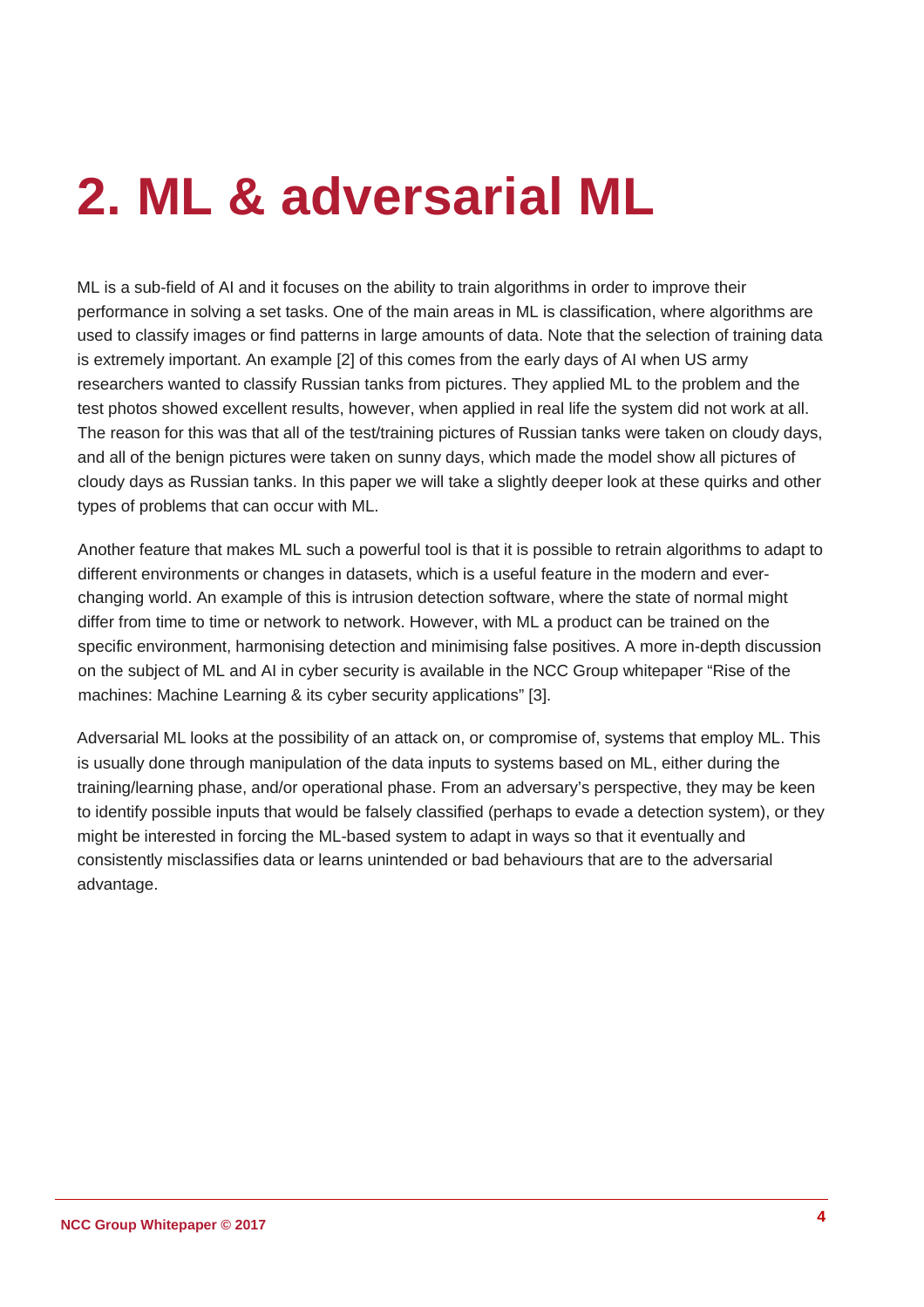# 2. ML & adversarial ML

ML is a sub-field of AI and it focuses on the ability to train algorithms in order to improve their performance in solving a set tasks. One of the main areas in ML is classification, where algorithms are used to classify images or find patterns in large amounts of data. Note that the selection of training data is extremely important. An example [2] of this comes from the early days of AI when US army researchers wanted to classify Russian tanks from pictures. They applied ML to the problem and the test photos showed excellent results, however, when applied in real life the system did not work at all. The reason for this was that all of the test/training pictures of Russian tanks were taken on cloudy days, and all of the benign pictures were taken on sunny days, which made the model show all pictures of cloudy days as Russian tanks. In this paper we will take a slightly deeper look at these quirks and other types of problems that can occur with ML.

Another feature that makes ML such a powerful tool is that it is possible to retrain algorithms to adapt to different environments or changes in datasets, which is a useful feature in the modern and ever-changing world. An example of this is intrusion detection software, where the state of normal might differ from time to time or network to network. However, with ML a product can be trained on the specific environment, harmonising detection and minimising false positives. A more in-depth discussion on the subject of ML and AI in cyber security is available in the NCC Group whitepaper "Rise of the machines: Machine Learning & its cyber security applications" [3].

Adversarial ML looks at the possibility of an attack on, or compromise of, systems that employ ML. This is usually done through manipulation of the data inputs to systems based on ML, either during the training/learning phase, and/or operational phase. From an adversary's perspective, they may be keen to identify possible inputs that would be falsely classified (perhaps to evade a detection system), or they might be interested in forcing the ML-based system to adapt in ways so that it eventually and consistently misclassifies data or learns unintended or bad behaviours that are to the adversarial advantage.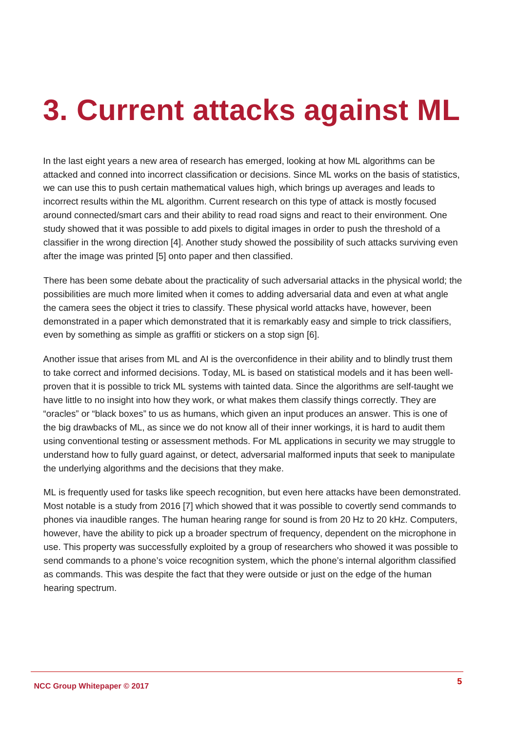# 3. Current attacks against ML

In the last eight years a new area of research has emerged, looking at how ML algorithms can be attacked and conned into incorrect classification or decisions. Since ML works on the basis of statistics, we can use this to push certain mathematical values high, which brings up averages and leads to incorrect results within the ML algorithm. Current research on this type of attack is mostly focused around connected/smart cars and their ability to read road signs and react to their environment. One study showed that it was possible to add pixels to digital images in order to push the threshold of a classifier in the wrong direction [4]. Another study showed the possibility of such attacks surviving even after the image was printed [5] onto paper and then classified.

There has been some debate about the practicality of such adversarial attacks in the physical world; the possibilities are much more limited when it comes to adding adversarial data and even at what angle the camera sees the object it tries to classify. These physical world attacks have, however, been demonstrated in a paper which demonstrated that it is remarkably easy and simple to trick classifiers, even by something as simple as graffiti or stickers on a stop sign [6].

Another issue that arises from ML and AI is the overconfidence in their ability and to blindly trust them to take correct and informed decisions. Today, ML is based on statistical models and it has been well-proven that it is possible to trick ML systems with tainted data. Since the algorithms are self-taught we have little to no insight into how they work, or what makes them classify things correctly. They are "oracles" or "black boxes" to us as humans, which given an input produces an answer. This is one of the big drawbacks of ML, as since we do not know all of their inner workings, it is hard to audit them using conventional testing or assessment methods. For ML applications in security we may struggle to understand how to fully guard against, or detect, adversarial malformed inputs that seek to manipulate the underlying algorithms and the decisions that they make.

ML is frequently used for tasks like speech recognition, but even here attacks have been demonstrated. Most notable is a study from 2016 [7] which showed that it was possible to covertly send commands to phones via inaudible ranges. The human hearing range for sound is from 20 Hz to 20 kHz. Computers, however, have the ability to pick up a broader spectrum of frequency, dependent on the microphone in use. This property was successfully exploited by a group of researchers who showed it was possible to send commands to a phone's voice recognition system, which the phone's internal algorithm classified as commands. This was despite the fact that they were outside or just on the edge of the human hearing spectrum.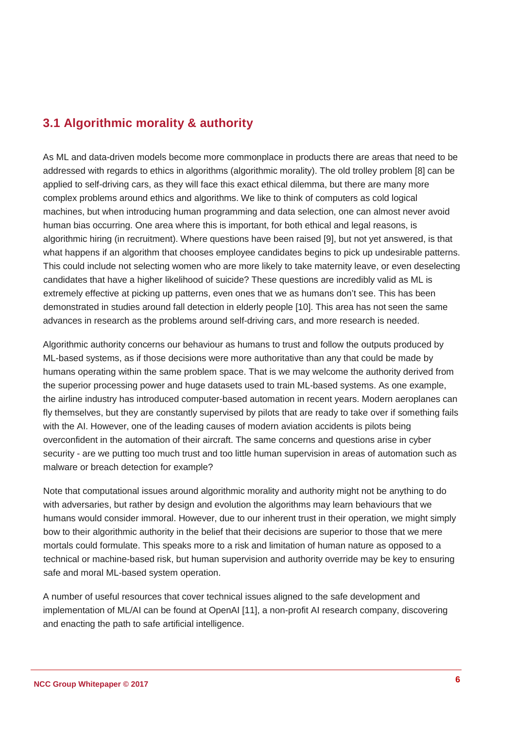## 3.1 Algorithmic morality & authority

As ML and data-driven models become more commonplace in products there are areas that need to be addressed with regards to ethics in algorithms (algorithmic morality). The old trolley problem [8] can be applied to self-driving cars, as they will face this exact ethical dilemma, but there are many more complex problems around ethics and algorithms. We like to think of computers as cold logical machines, but when introducing human programming and data selection, one can almost never avoid human bias occurring. One area where this is important, for both ethical and legal reasons, is algorithmic hiring (in recruitment). Where questions have been raised [9], but not yet answered, is that what happens if an algorithm that chooses employee candidates begins to pick up undesirable patterns. This could include not selecting women who are more likely to take maternity leave, or even deselecting candidates that have a higher likelihood of suicide? These questions are incredibly valid as ML is extremely effective at picking up patterns, even ones that we as humans don't see. This has been demonstrated in studies around fall detection in elderly people [10]. This area has not seen the same advances in research as the problems around self-driving cars, and more research is needed.

Algorithmic authority concerns our behaviour as humans to trust and follow the outputs produced by ML-based systems, as if those decisions were more authoritative than any that could be made by humans operating within the same problem space. That is we may welcome the authority derived from the superior processing power and huge datasets used to train ML-based systems. As one example, the airline industry has introduced computer-based automation in recent years. Modern aeroplanes can fly themselves, but they are constantly supervised by pilots that are ready to take over if something fails with the AI. However, one of the leading causes of modern aviation accidents is pilots being overconfident in the automation of their aircraft. The same concerns and questions arise in cyber security - are we putting too much trust and too little human supervision in areas of automation such as malware or breach detection for example?

Note that computational issues around algorithmic morality and authority might not be anything to do with adversaries, but rather by design and evolution the algorithms may learn behaviours that we humans would consider immoral. However, due to our inherent trust in their operation, we might simply bow to their algorithmic authority in the belief that their decisions are superior to those that we mere mortals could formulate. This speaks more to a risk and limitation of human nature as opposed to a technical or machine-based risk, but human supervision and authority override may be key to ensuring safe and moral ML-based system operation.

A number of useful resources that cover technical issues aligned to the safe development and implementation of ML/AI can be found at OpenAI [11], a non-profit AI research company, discovering and enacting the path to safe artificial intelligence.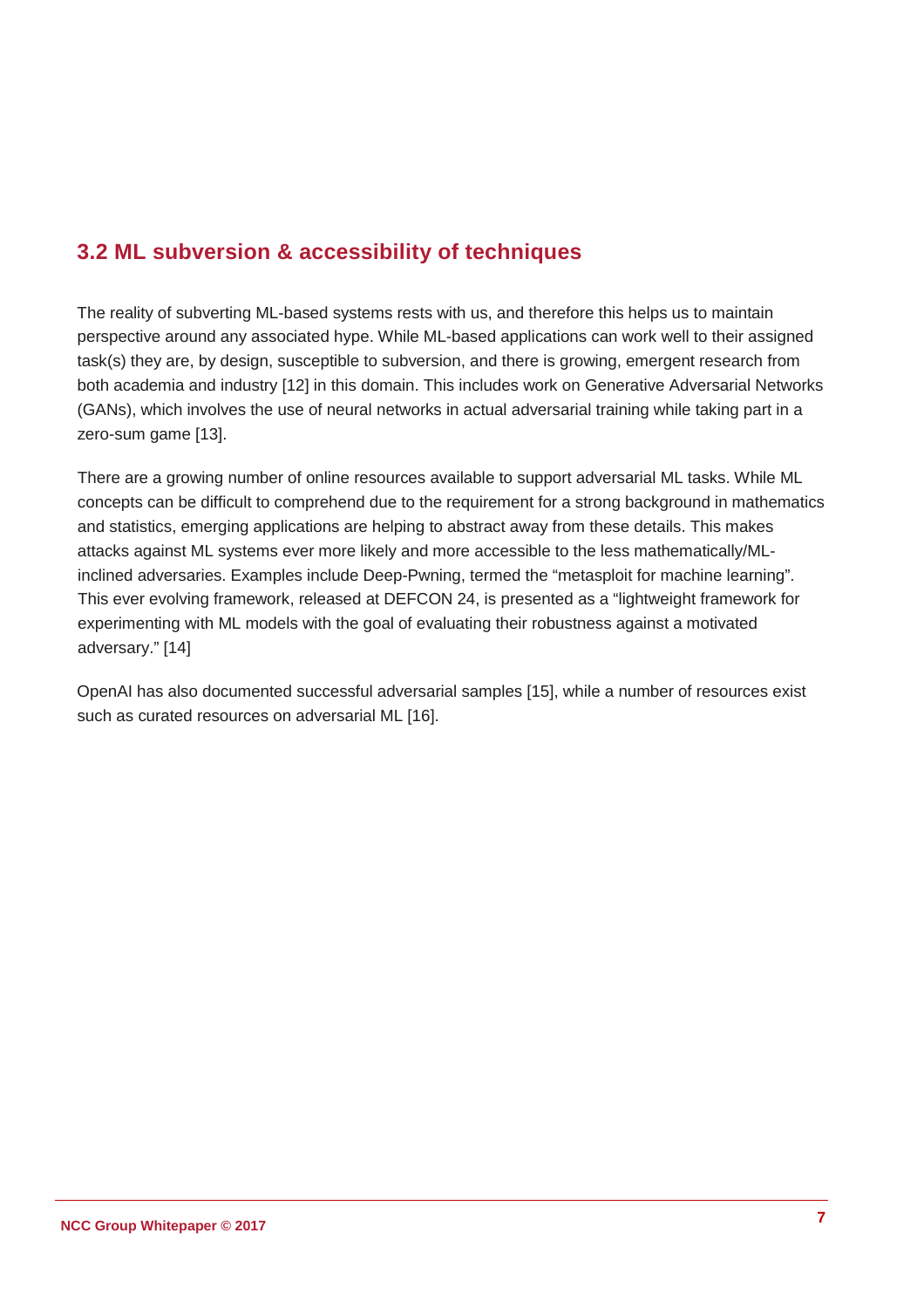## 3.2 ML subversion & accessibility of techniques

The reality of subverting ML-based systems rests with us, and therefore this helps us to maintain perspective around any associated hype. While ML-based applications can work well to their assigned task(s) they are, by design, susceptible to subversion, and there is growing, emergent research from both academia and industry [12] in this domain. This includes work on Generative Adversarial Networks (GANs), which involves the use of neural networks in actual adversarial training while taking part in a zero-sum game [13].

There are a growing number of online resources available to support adversarial ML tasks. While ML concepts can be difficult to comprehend due to the requirement for a strong background in mathematics and statistics, emerging applications are helping to abstract away from these details. This makes attacks against ML systems ever more likely and more accessible to the less mathematically/ML-inclined adversaries. Examples include Deep-Pwning, termed the "metasploit for machine learning". This ever evolving framework, released at DEFCON 24, is presented as a "lightweight framework for experimenting with ML models with the goal of evaluating their robustness against a motivated adversary." [14]

OpenAI has also documented successful adversarial samples [15], while a number of resources exist such as curated resources on adversarial ML [16].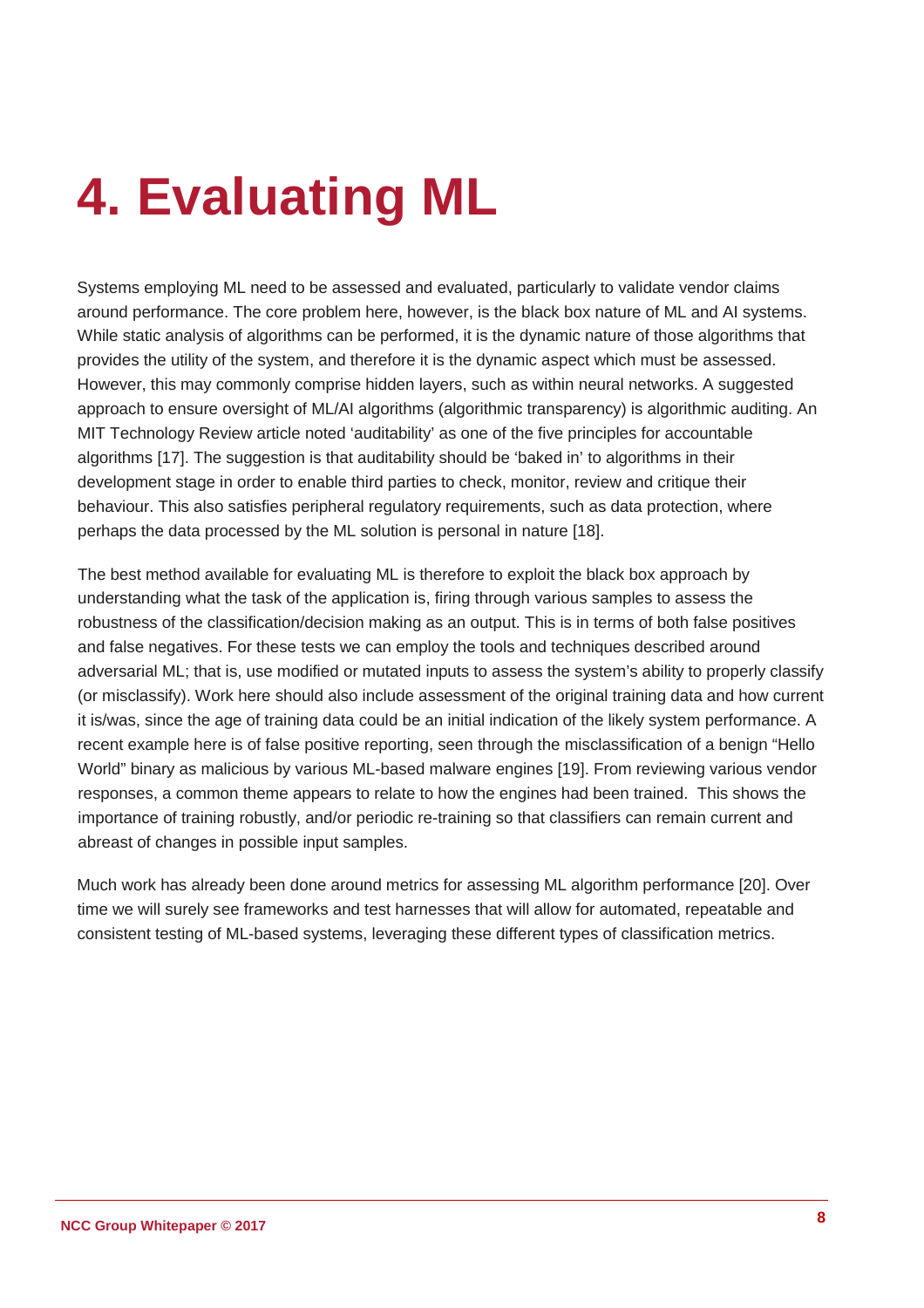# 4. Evaluating ML

Systems employing ML need to be assessed and evaluated, particularly to validate vendor claims around performance. The core problem here, however, is the black box nature of ML and AI systems. While static analysis of algorithms can be performed, it is the dynamic nature of those algorithms that provides the utility of the system, and therefore it is the dynamic aspect which must be assessed. However, this may commonly comprise hidden layers, such as within neural networks. A suggested approach to ensure oversight of ML/AI algorithms (algorithmic transparency) is algorithmic auditing. An MIT Technology Review article noted 'auditability' as one of the five principles for accountable algorithms [17]. The suggestion is that auditability should be 'baked in' to algorithms in their development stage in order to enable third parties to check, monitor, review and critique their behaviour. This also satisfies peripheral regulatory requirements, such as data protection, where perhaps the data processed by the ML solution is personal in nature [18].

The best method available for evaluating ML is therefore to exploit the black box approach by understanding what the task of the application is, firing through various samples to assess the robustness of the classification/decision making as an output. This is in terms of both false positives and false negatives. For these tests we can employ the tools and techniques described around adversarial ML; that is, use modified or mutated inputs to assess the system's ability to properly classify (or misclassify). Work here should also include assessment of the original training data and how current it is/was, since the age of training data could be an initial indication of the likely system performance. A recent example here is of false positive reporting, seen through the misclassification of a benign "Hello World" binary as malicious by various ML-based malware engines [19]. From reviewing various vendor responses, a common theme appears to relate to how the engines had been trained. This shows the importance of training robustly, and/or periodic re-training so that classifiers can remain current and abreast of changes in possible input samples.

Much work has already been done around metrics for assessing ML algorithm performance [20]. Over time we will surely see frameworks and test harnesses that will allow for automated, repeatable and consistent testing of ML-based systems, leveraging these different types of classification metrics.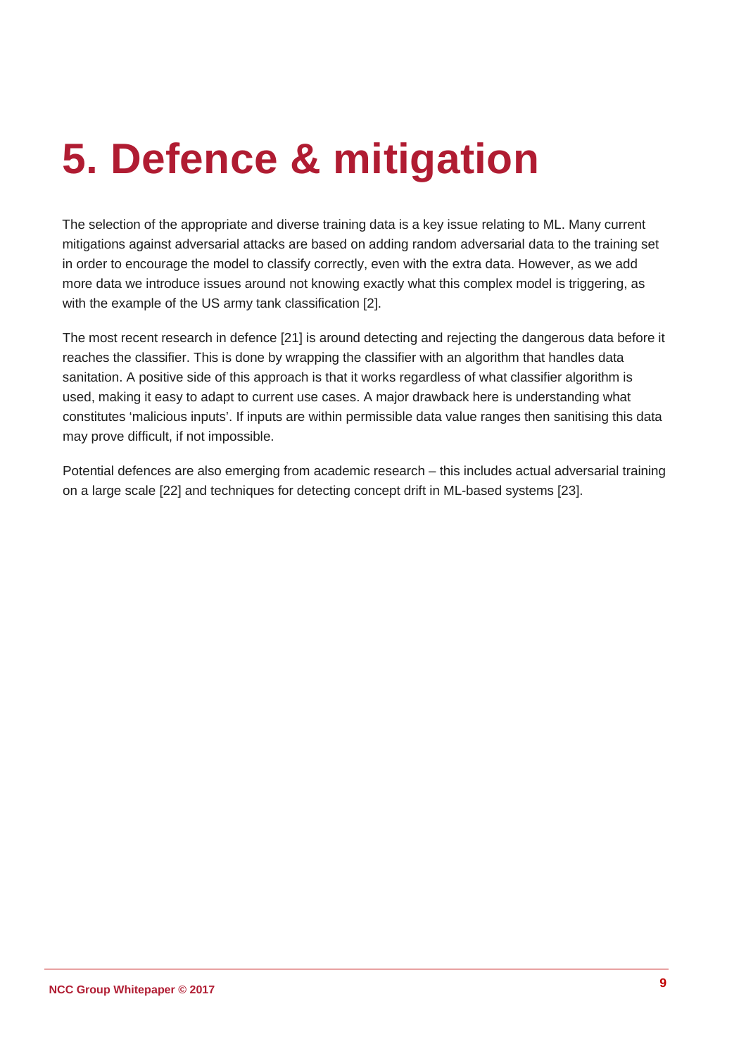# 5. Defence & mitigation

The selection of the appropriate and diverse training data is a key issue relating to ML. Many current mitigations against adversarial attacks are based on adding random adversarial data to the training set in order to encourage the model to classify correctly, even with the extra data. However, as we add more data we introduce issues around not knowing exactly what this complex model is triggering, as with the example of the US army tank classification [2].

The most recent research in defence [21] is around detecting and rejecting the dangerous data before it reaches the classifier. This is done by wrapping the classifier with an algorithm that handles data sanitation. A positive side of this approach is that it works regardless of what classifier algorithm is used, making it easy to adapt to current use cases. A major drawback here is understanding what constitutes 'malicious inputs'. If inputs are within permissible data value ranges then sanitising this data may prove difficult, if not impossible.

Potential defences are also emerging from academic research – this includes actual adversarial training on a large scale [22] and techniques for detecting concept drift in ML-based systems [23].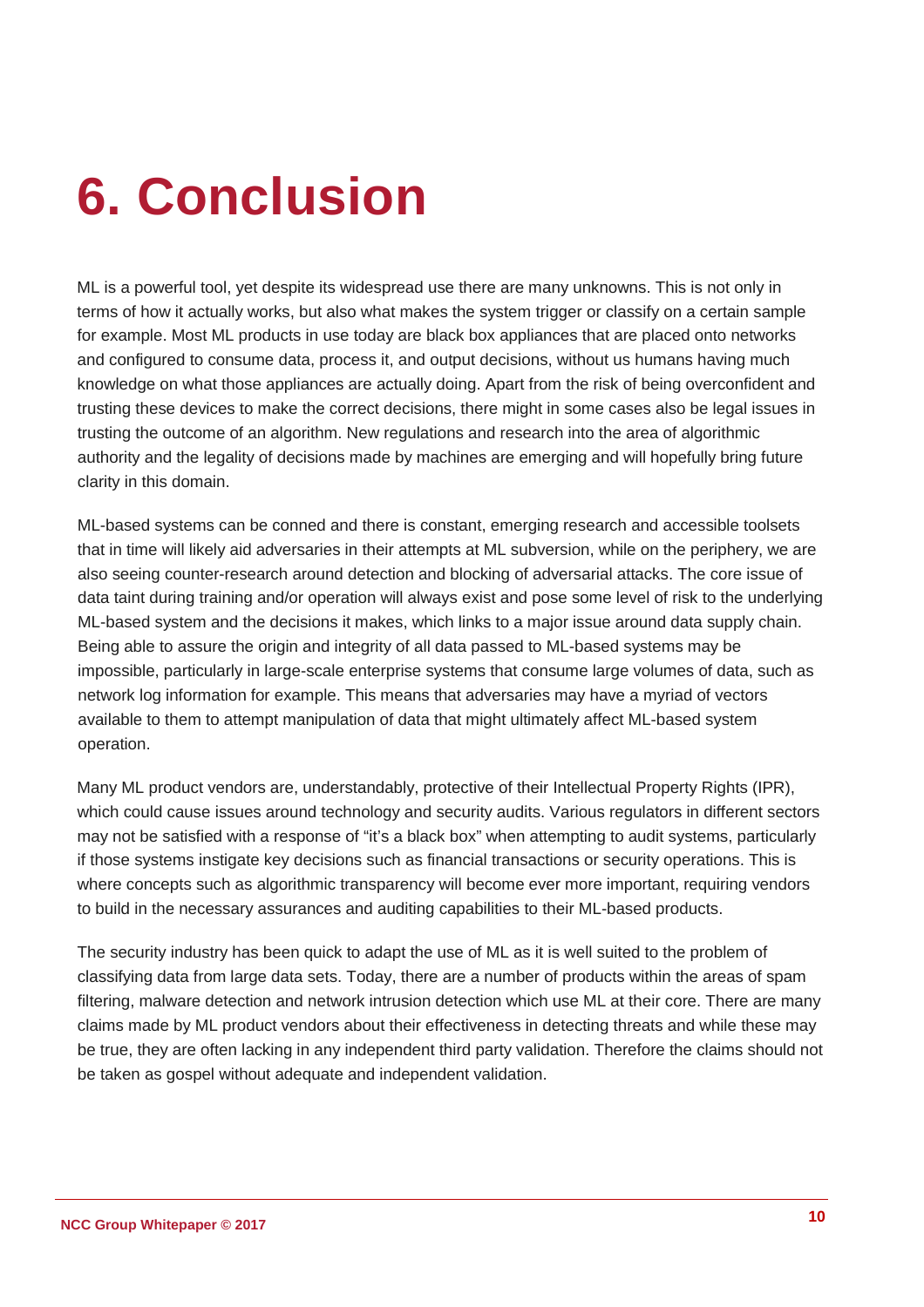# 6. Conclusion

ML is a powerful tool, yet despite its widespread use there are many unknowns. This is not only in terms of how it actually works, but also what makes the system trigger or classify on a certain sample for example. Most ML products in use today are black box appliances that are placed onto networks and configured to consume data, process it, and output decisions, without us humans having much knowledge on what those appliances are actually doing. Apart from the risk of being overconfident and trusting these devices to make the correct decisions, there might in some cases also be legal issues in trusting the outcome of an algorithm. New regulations and research into the area of algorithmic authority and the legality of decisions made by machines are emerging and will hopefully bring future clarity in this domain.

ML-based systems can be conned and there is constant, emerging research and accessible toolsets that in time will likely aid adversaries in their attempts at ML subversion, while on the periphery, we are also seeing counter-research around detection and blocking of adversarial attacks. The core issue of data taint during training and/or operation will always exist and pose some level of risk to the underlying ML-based system and the decisions it makes, which links to a major issue around data supply chain. Being able to assure the origin and integrity of all data passed to ML-based systems may be impossible, particularly in large-scale enterprise systems that consume large volumes of data, such as network log information for example. This means that adversaries may have a myriad of vectors available to them to attempt manipulation of data that might ultimately affect ML-based system operation.

Many ML product vendors are, understandably, protective of their Intellectual Property Rights (IPR), which could cause issues around technology and security audits. Various regulators in different sectors may not be satisfied with a response of "it's a black box" when attempting to audit systems, particularly if those systems instigate key decisions such as financial transactions or security operations. This is where concepts such as algorithmic transparency will become ever more important, requiring vendors to build in the necessary assurances and auditing capabilities to their ML-based products.

The security industry has been quick to adapt the use of ML as it is well suited to the problem of classifying data from large data sets. Today, there are a number of products within the areas of spam filtering, malware detection and network intrusion detection which use ML at their core. There are many claims made by ML product vendors about their effectiveness in detecting threats and while these may be true, they are often lacking in any independent third party validation. Therefore the claims should not be taken as gospel without adequate and independent validation.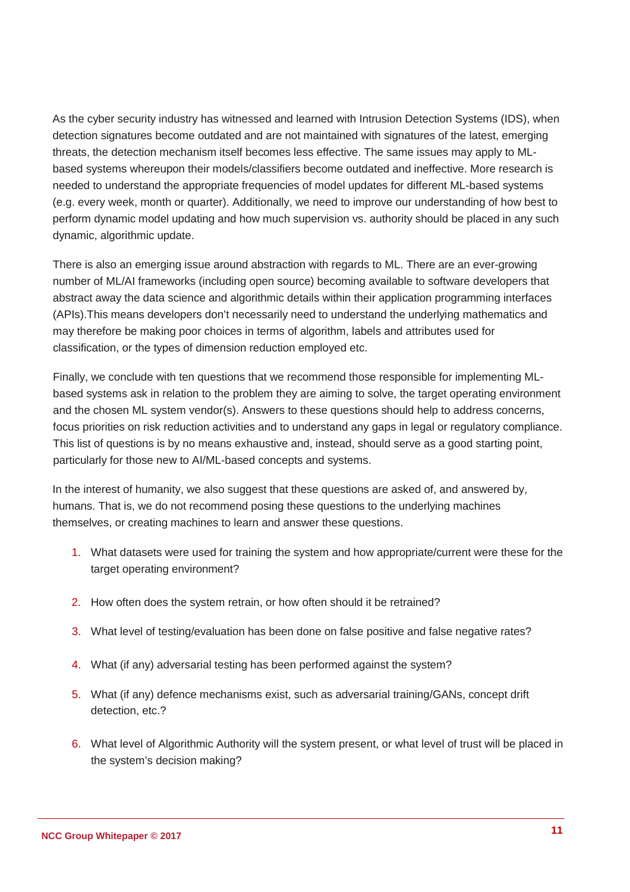As the cyber security industry has witnessed and learned with Intrusion Detection Systems (IDS), when detection signatures become outdated and are not maintained with signatures of the latest, emerging threats, the detection mechanism itself becomes less effective. The same issues may apply to ML-based systems whereupon their models/classifiers become outdated and ineffective. More research is needed to understand the appropriate frequencies of model updates for different ML-based systems (e.g. every week, month or quarter). Additionally, we need to improve our understanding of how best to perform dynamic model updating and how much supervision vs. authority should be placed in any such dynamic, algorithmic update.

There is also an emerging issue around abstraction with regards to ML. There are an ever-growing number of ML/AI frameworks (including open source) becoming available to software developers that abstract away the data science and algorithmic details within their application programming interfaces (APIs).This means developers don't necessarily need to understand the underlying mathematics and may therefore be making poor choices in terms of algorithm, labels and attributes used for classification, or the types of dimension reduction employed etc.

Finally, we conclude with ten questions that we recommend those responsible for implementing ML-based systems ask in relation to the problem they are aiming to solve, the target operating environment and the chosen ML system vendor(s). Answers to these questions should help to address concerns, focus priorities on risk reduction activities and to understand any gaps in legal or regulatory compliance. This list of questions is by no means exhaustive and, instead, should serve as a good starting point, particularly for those new to AI/ML-based concepts and systems.

In the interest of humanity, we also suggest that these questions are asked of, and answered by, humans. That is, we do not recommend posing these questions to the underlying machines themselves, or creating machines to learn and answer these questions.

1. What datasets were used for training the system and how appropriate/current were these for the target operating environment?
2. How often does the system retrain, or how often should it be retrained?
3. What level of testing/evaluation has been done on false positive and false negative rates?
4. What (if any) adversarial testing has been performed against the system?
5. What (if any) defence mechanisms exist, such as adversarial training/GANs, concept drift detection, etc.?
6. What level of Algorithmic Authority will the system present, or what level of trust will be placed in the system's decision making?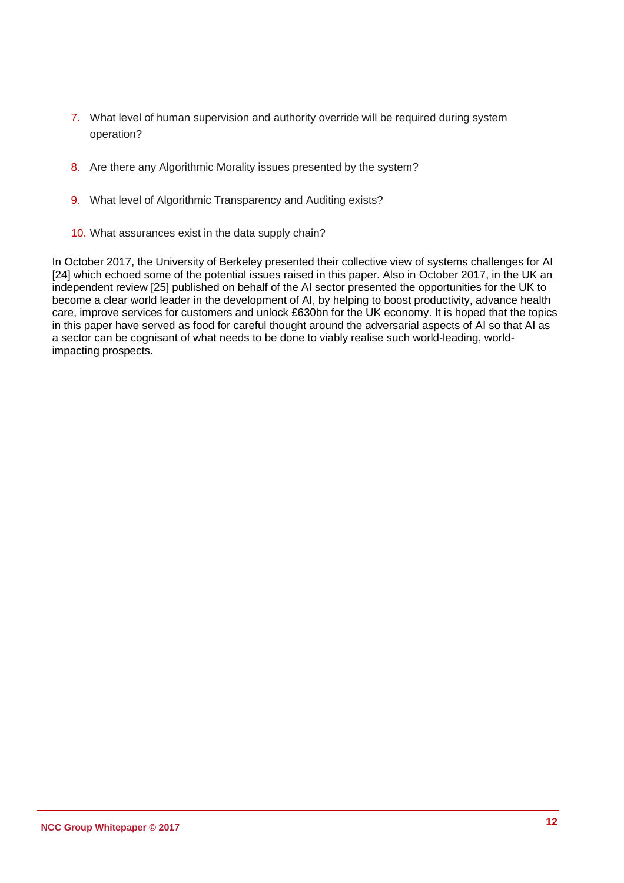7. What level of human supervision and authority override will be required during system operation?

8. Are there any Algorithmic Morality issues presented by the system?

9. What level of Algorithmic Transparency and Auditing exists?

10. What assurances exist in the data supply chain?

In October 2017, the University of Berkeley presented their collective view of systems challenges for AI [24] which echoed some of the potential issues raised in this paper. Also in October 2017, in the UK an independent review [25] published on behalf of the AI sector presented the opportunities for the UK to become a clear world leader in the development of AI, by helping to boost productivity, advance health care, improve services for customers and unlock £630bn for the UK economy. It is hoped that the topics in this paper have served as food for careful thought around the adversarial aspects of AI so that AI as a sector can be cognisant of what needs to be done to viably realise such world-leading, world-impacting prospects.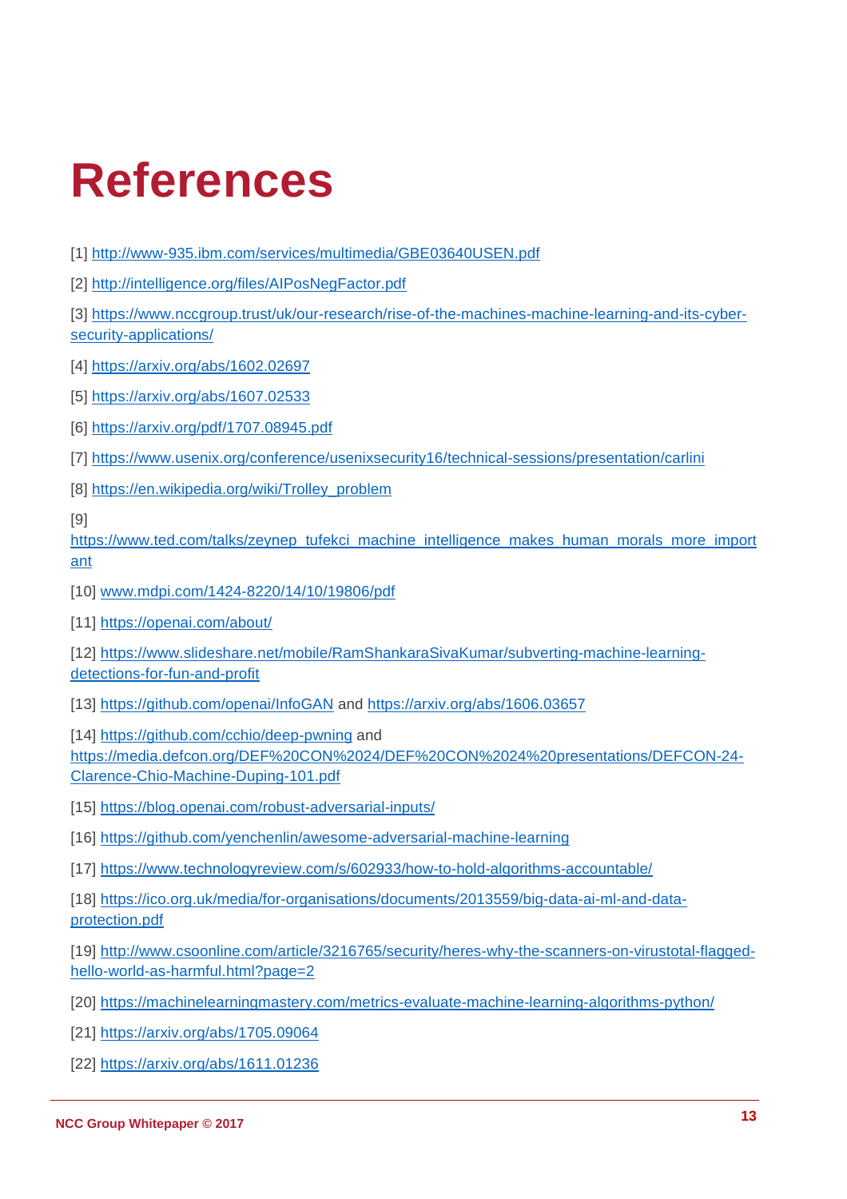# References

[1] http://www-935.ibm.com/services/multimedia/GBE03640USEN.pdf

[2] http://intelligence.org/files/AIPosNegFactor.pdf

[3] https://www.nccgroup.trust/uk/our-research/rise-of-the-machines-machine-learning-and-its-cyber-security-applications/

[4] https://arxiv.org/abs/1602.02697

[5] https://arxiv.org/abs/1607.02533

[6] https://arxiv.org/pdf/1707.08945.pdf

[7] https://www.usenix.org/conference/usenixsecurity16/technical-sessions/presentation/carlini

[8] https://en.wikipedia.org/wiki/Trolley_problem

[9] https://www.ted.com/talks/zeynep_tufekci_machine_intelligence_makes_human_morals_more_important

[10] www.mdpi.com/1424-8220/14/10/19806/pdf

[11] https://openai.com/about/

[12] https://www.slideshare.net/mobile/RamShankaraSivaKumar/subverting-machine-learning-detections-for-fun-and-profit

[13] https://github.com/openai/InfoGAN and https://arxiv.org/abs/1606.03657

[14] https://github.com/cchio/deep-pwning and https://media.defcon.org/DEF%20CON%2024/DEF%20CON%2024%20presentations/DEFCON-24-Clarence-Chio-Machine-Duping-101.pdf

[15] https://blog.openai.com/robust-adversarial-inputs/

[16] https://github.com/yenchenlin/awesome-adversarial-machine-learning

[17] https://www.technologyreview.com/s/602933/how-to-hold-algorithms-accountable/

[18] https://ico.org.uk/media/for-organisations/documents/2013559/big-data-ai-ml-and-data-protection.pdf

[19] http://www.csoonline.com/article/3216765/security/heres-why-the-scanners-on-virustotal-flagged-hello-world-as-harmful.html?page=2

[20] https://machinelearningmastery.com/metrics-evaluate-machine-learning-algorithms-python/

[21] https://arxiv.org/abs/1705.09064

[22] https://arxiv.org/abs/1611.01236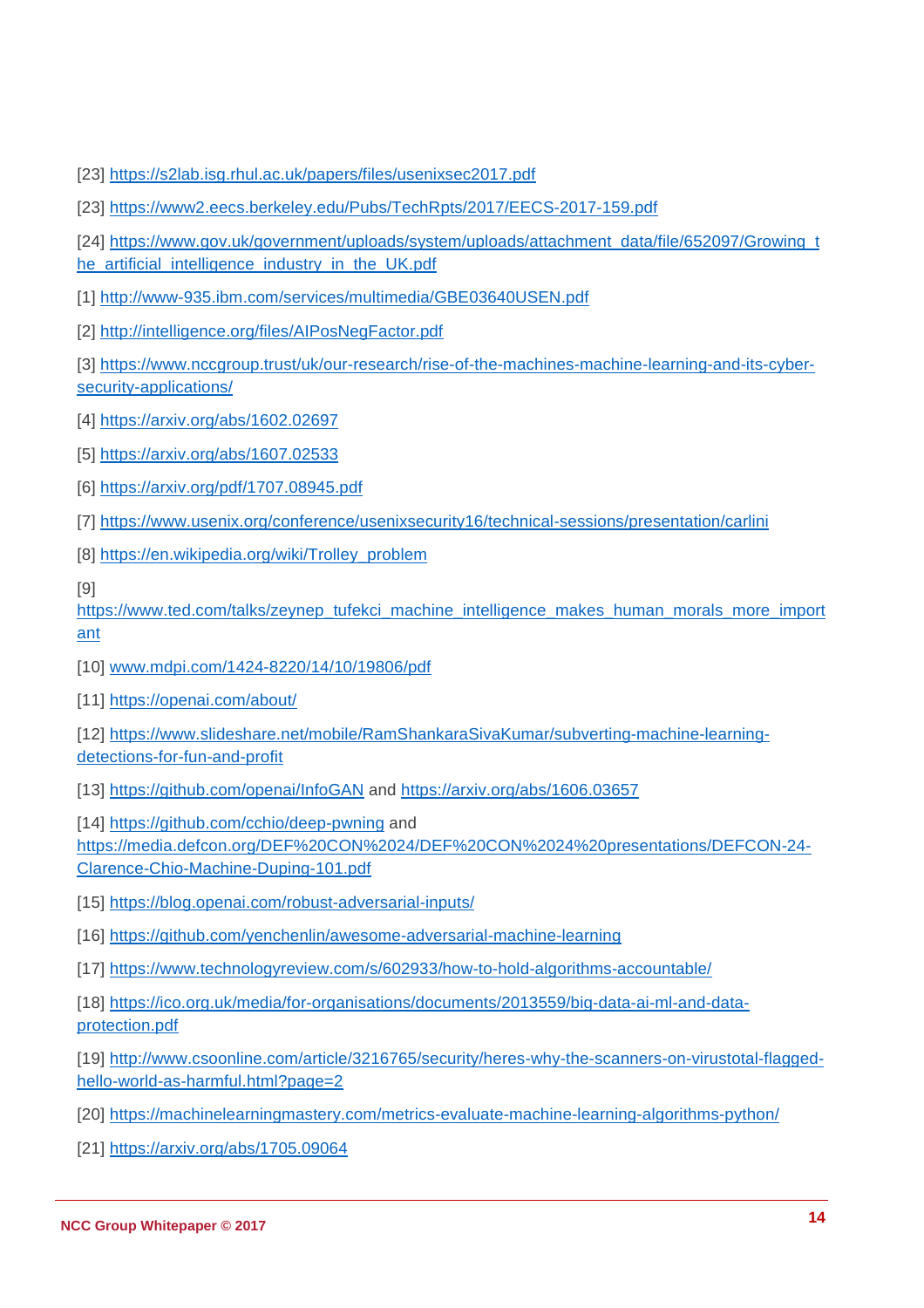[23] https://s2lab.isg.rhul.ac.uk/papers/files/usenixsec2017.pdf

[23] https://www2.eecs.berkeley.edu/Pubs/TechRpts/2017/EECS-2017-159.pdf

[24] https://www.gov.uk/government/uploads/system/uploads/attachment_data/file/652097/Growing_the_artificial_intelligence_industry_in_the_UK.pdf

[1] http://www-935.ibm.com/services/multimedia/GBE03640USEN.pdf

[2] http://intelligence.org/files/AIPosNegFactor.pdf

[3] https://www.nccgroup.trust/uk/our-research/rise-of-the-machines-machine-learning-and-its-cyber-security-applications/

[4] https://arxiv.org/abs/1602.02697

[5] https://arxiv.org/abs/1607.02533

[6] https://arxiv.org/pdf/1707.08945.pdf

[7] https://www.usenix.org/conference/usenixsecurity16/technical-sessions/presentation/carlini

[8] https://en.wikipedia.org/wiki/Trolley_problem

[9] https://www.ted.com/talks/zeynep_tufekci_machine_intelligence_makes_human_morals_more_important

[10] www.mdpi.com/1424-8220/14/10/19806/pdf

[11] https://openai.com/about/

[12] https://www.slideshare.net/mobile/RamShankaraSivaKumar/subverting-machine-learning-detections-for-fun-and-profit

[13] https://github.com/openai/InfoGAN and https://arxiv.org/abs/1606.03657

[14] https://github.com/cchio/deep-pwning and https://media.defcon.org/DEF%20CON%2024/DEF%20CON%2024%20presentations/DEFCON-24-Clarence-Chio-Machine-Duping-101.pdf

[15] https://blog.openai.com/robust-adversarial-inputs/

[16] https://github.com/yenchenlin/awesome-adversarial-machine-learning

[17] https://www.technologyreview.com/s/602933/how-to-hold-algorithms-accountable/

[18] https://ico.org.uk/media/for-organisations/documents/2013559/big-data-ai-ml-and-data-protection.pdf

[19] http://www.csoonline.com/article/3216765/security/heres-why-the-scanners-on-virustotal-flagged-hello-world-as-harmful.html?page=2

[20] https://machinelearningmastery.com/metrics-evaluate-machine-learning-algorithms-python/

[21] https://arxiv.org/abs/1705.09064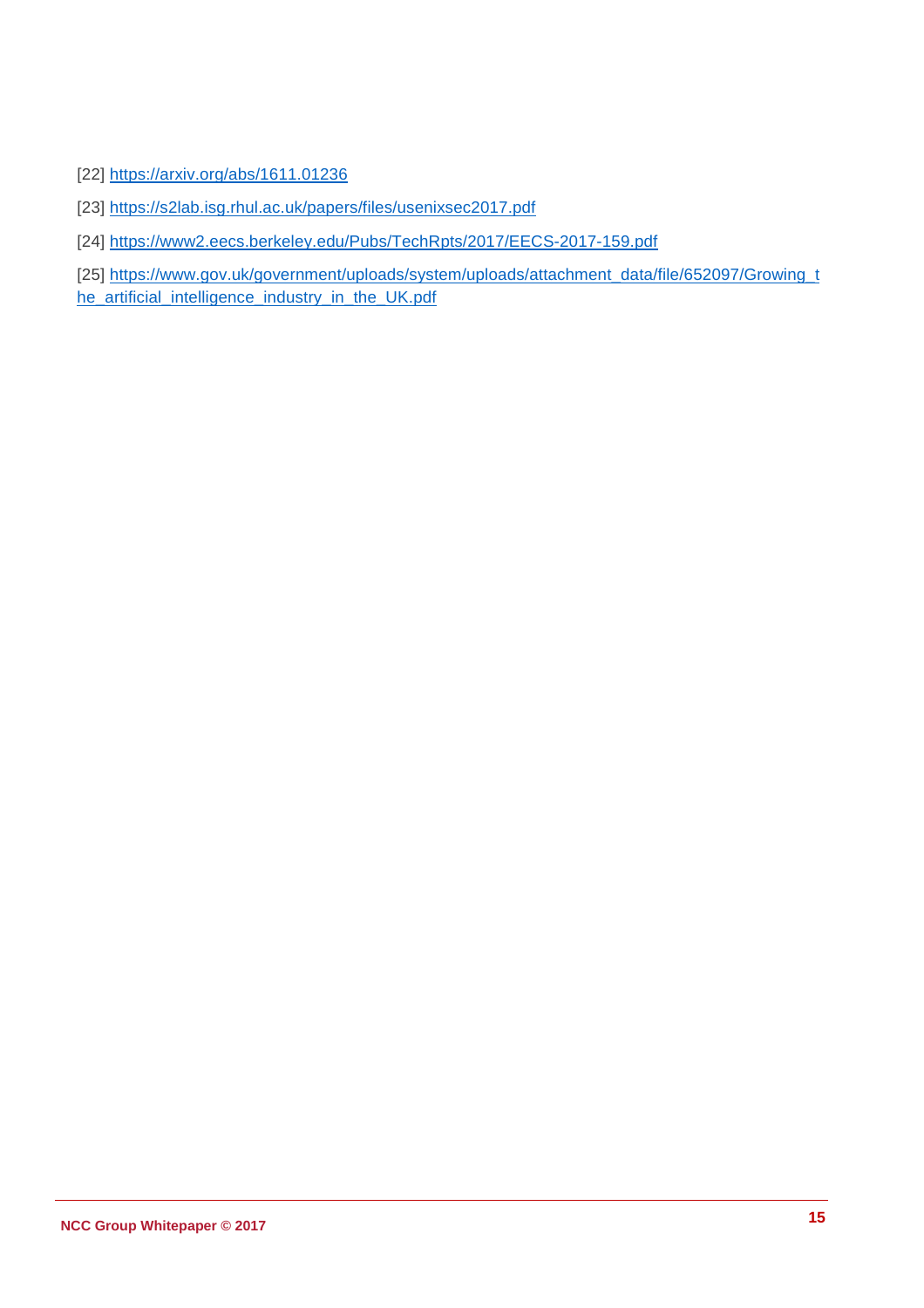[22] https://arxiv.org/abs/1611.01236

[23] https://s2lab.isg.rhul.ac.uk/papers/files/usenixsec2017.pdf

[24] https://www2.eecs.berkeley.edu/Pubs/TechRpts/2017/EECS-2017-159.pdf

[25] https://www.gov.uk/government/uploads/system/uploads/attachment_data/file/652097/Growing_the_artificial_intelligence_industry_in_the_UK.pdf